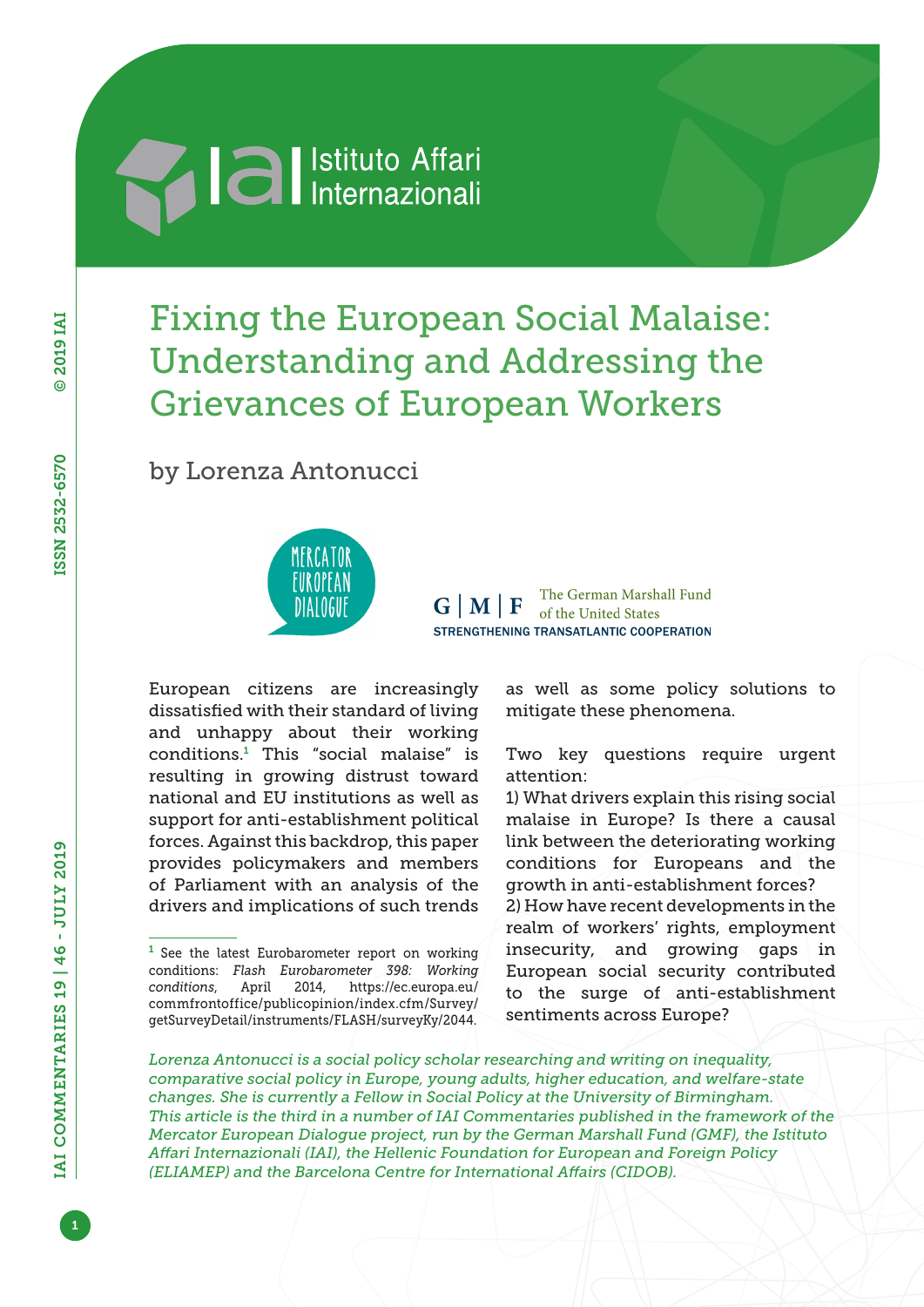# Fixing the European Social Malaise: Understanding and Addressing the Grievances of European Workers

by Lorenza Antonucci

European citizens are increasingly dissatisfied with their standard of living and unhappy about their working conditions.[1] This "social malaise" is resulting in growing distrust toward national and EU institutions as well as support for anti-establishment political forces. Against this backdrop, this paper provides policymakers and members of Parliament with an analysis of the drivers and implications of such trends as well as some policy solutions to mitigate these phenomena.

Two key questions require urgent attention:

1) What drivers explain this rising social malaise in Europe? Is there a causal link between the deteriorating working conditions for Europeans and the growth in anti-establishment forces?

2) How have recent developments in the realm of workers' rights, employment insecurity, and growing gaps in European social security contributed to the surge of anti-establishment sentiments across Europe?

[1] See the latest Eurobarometer report on working conditions: *Flash Eurobarometer 398: Working conditions*, April 2014, https://ec.europa.eu/commfrontoffice/publicopinion/index.cfm/Survey/getSurveyDetail/instruments/FLASH/surveyKy/2044.

*Lorenza Antonucci is a social policy scholar researching and writing on inequality, comparative social policy in Europe, young adults, higher education, and welfare-state changes. She is currently a Fellow in Social Policy at the University of Birmingham. This article is the third in a number of IAI Commentaries published in the framework of the Mercator European Dialogue project, run by the German Marshall Fund (GMF), the Istituto Affari Internazionali (IAI), the Hellenic Foundation for European and Foreign Policy (ELIAMEP) and the Barcelona Centre for International Affairs (CIDOB).*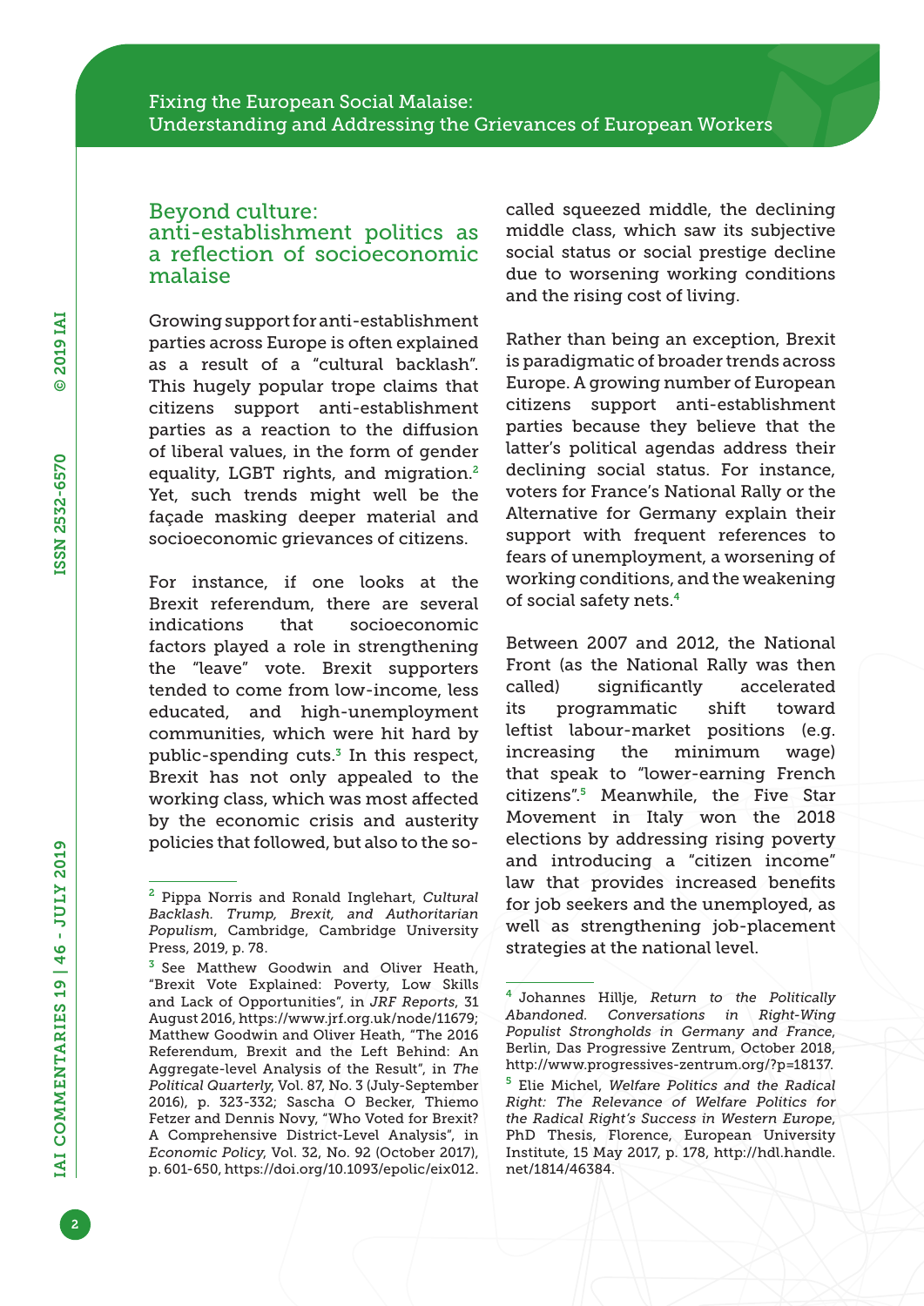## Beyond culture: anti-establishment politics as a reflection of socioeconomic malaise

Growing support for anti-establishment parties across Europe is often explained as a result of a "cultural backlash". This hugely popular trope claims that citizens support anti-establishment parties as a reaction to the diffusion of liberal values, in the form of gender equality, LGBT rights, and migration.[2] Yet, such trends might well be the façade masking deeper material and socioeconomic grievances of citizens.

For instance, if one looks at the Brexit referendum, there are several indications that socioeconomic factors played a role in strengthening the "leave" vote. Brexit supporters tended to come from low-income, less educated, and high-unemployment communities, which were hit hard by public-spending cuts.[3] In this respect, Brexit has not only appealed to the working class, which was most affected by the economic crisis and austerity policies that followed, but also to the so-called squeezed middle, the declining middle class, which saw its subjective social status or social prestige decline due to worsening working conditions and the rising cost of living.

Rather than being an exception, Brexit is paradigmatic of broader trends across Europe. A growing number of European citizens support anti-establishment parties because they believe that the latter's political agendas address their declining social status. For instance, voters for France's National Rally or the Alternative for Germany explain their support with frequent references to fears of unemployment, a worsening of working conditions, and the weakening of social safety nets.[4]

Between 2007 and 2012, the National Front (as the National Rally was then called) significantly accelerated its programmatic shift toward leftist labour-market positions (e.g. increasing the minimum wage) that speak to "lower-earning French citizens".[5] Meanwhile, the Five Star Movement in Italy won the 2018 elections by addressing rising poverty and introducing a "citizen income" law that provides increased benefits for job seekers and the unemployed, as well as strengthening job-placement strategies at the national level.

---

[2] Pippa Norris and Ronald Inglehart, *Cultural Backlash. Trump, Brexit, and Authoritarian Populism*, Cambridge, Cambridge University Press, 2019, p. 78.

[3] See Matthew Goodwin and Oliver Heath, "Brexit Vote Explained: Poverty, Low Skills and Lack of Opportunities", in *JRF Reports*, 31 August 2016, https://www.jrf.org.uk/node/11679; Matthew Goodwin and Oliver Heath, "The 2016 Referendum, Brexit and the Left Behind: An Aggregate-level Analysis of the Result", in *The Political Quarterly*, Vol. 87, No. 3 (July-September 2016), p. 323-332; Sascha O Becker, Thiemo Fetzer and Dennis Novy, "Who Voted for Brexit? A Comprehensive District-Level Analysis", in *Economic Policy*, Vol. 32, No. 92 (October 2017), p. 601-650, https://doi.org/10.1093/epolic/eix012.

[4] Johannes Hillje, *Return to the Politically Abandoned. Conversations in Right-Wing Populist Strongholds in Germany and France*, Berlin, Das Progressive Zentrum, October 2018, http://www.progressives-zentrum.org/?p=18137.

[5] Elie Michel, *Welfare Politics and the Radical Right: The Relevance of Welfare Politics for the Radical Right's Success in Western Europe*, PhD Thesis, Florence, European University Institute, 15 May 2017, p. 178, http://hdl.handle.net/1814/46384.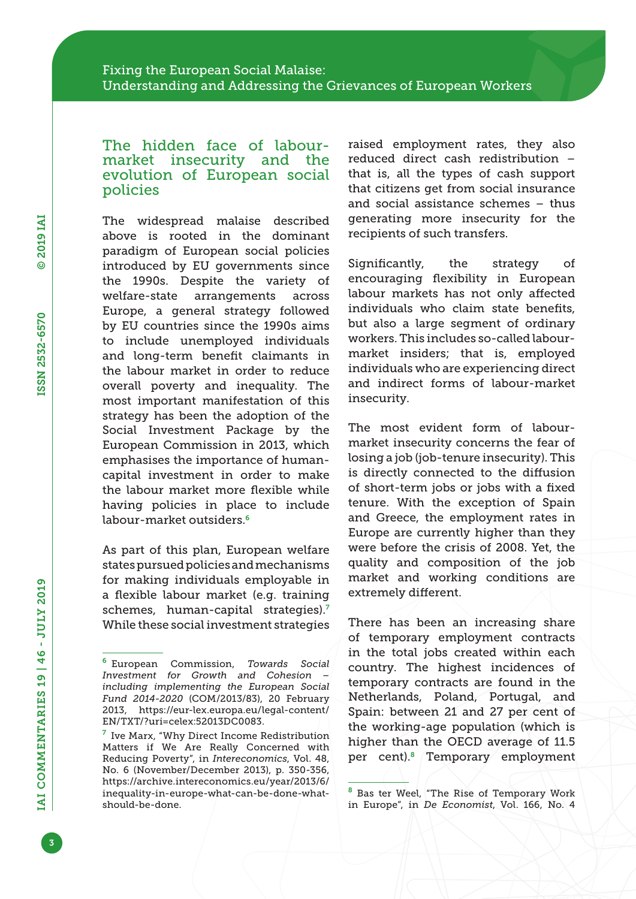## The hidden face of labour-market insecurity and the evolution of European social policies

The widespread malaise described above is rooted in the dominant paradigm of European social policies introduced by EU governments since the 1990s. Despite the variety of welfare-state arrangements across Europe, a general strategy followed by EU countries since the 1990s aims to include unemployed individuals and long-term benefit claimants in the labour market in order to reduce overall poverty and inequality. The most important manifestation of this strategy has been the adoption of the Social Investment Package by the European Commission in 2013, which emphasises the importance of human-capital investment in order to make the labour market more flexible while having policies in place to include labour-market outsiders.[6]

As part of this plan, European welfare states pursued policies and mechanisms for making individuals employable in a flexible labour market (e.g. training schemes, human-capital strategies).[7] While these social investment strategies raised employment rates, they also reduced direct cash redistribution – that is, all the types of cash support that citizens get from social insurance and social assistance schemes – thus generating more insecurity for the recipients of such transfers.

Significantly, the strategy of encouraging flexibility in European labour markets has not only affected individuals who claim state benefits, but also a large segment of ordinary workers. This includes so-called labour-market insiders; that is, employed individuals who are experiencing direct and indirect forms of labour-market insecurity.

The most evident form of labour-market insecurity concerns the fear of losing a job (job-tenure insecurity). This is directly connected to the diffusion of short-term jobs or jobs with a fixed tenure. With the exception of Spain and Greece, the employment rates in Europe are currently higher than they were before the crisis of 2008. Yet, the quality and composition of the job market and working conditions are extremely different.

There has been an increasing share of temporary employment contracts in the total jobs created within each country. The highest incidences of temporary contracts are found in the Netherlands, Poland, Portugal, and Spain: between 21 and 27 per cent of the working-age population (which is higher than the OECD average of 11.5 per cent).[8] Temporary employment

---

[6] European Commission, *Towards Social Investment for Growth and Cohesion – including implementing the European Social Fund 2014-2020* (COM/2013/83), 20 February 2013, https://eur-lex.europa.eu/legal-content/EN/TXT/?uri=celex:52013DC0083.

[7] Ive Marx, "Why Direct Income Redistribution Matters if We Are Really Concerned with Reducing Poverty", in *Intereconomics*, Vol. 48, No. 6 (November/December 2013), p. 350-356, https://archive.intereconomics.eu/year/2013/6/inequality-in-europe-what-can-be-done-what-should-be-done.

[8] Bas ter Weel, "The Rise of Temporary Work in Europe", in *De Economist*, Vol. 166, No. 4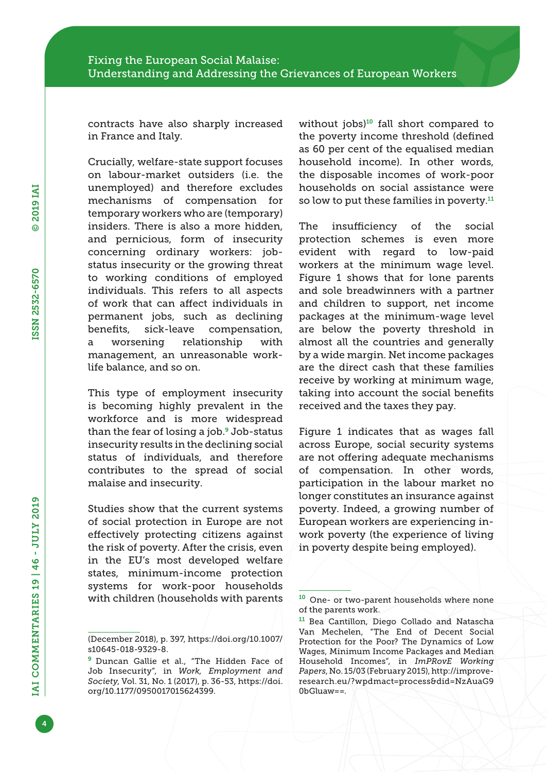contracts have also sharply increased in France and Italy.

Crucially, welfare-state support focuses on labour-market outsiders (i.e. the unemployed) and therefore excludes mechanisms of compensation for temporary workers who are (temporary) insiders. There is also a more hidden, and pernicious, form of insecurity concerning ordinary workers: job-status insecurity or the growing threat to working conditions of employed individuals. This refers to all aspects of work that can affect individuals in permanent jobs, such as declining benefits, sick-leave compensation, a worsening relationship with management, an unreasonable work-life balance, and so on.

This type of employment insecurity is becoming highly prevalent in the workforce and is more widespread than the fear of losing a job.[9] Job-status insecurity results in the declining social status of individuals, and therefore contributes to the spread of social malaise and insecurity.

Studies show that the current systems of social protection in Europe are not effectively protecting citizens against the risk of poverty. After the crisis, even in the EU's most developed welfare states, minimum-income protection systems for work-poor households with children (households with parents without jobs)[10] fall short compared to the poverty income threshold (defined as 60 per cent of the equalised median household income). In other words, the disposable incomes of work-poor households on social assistance were so low to put these families in poverty.[11]

The insufficiency of the social protection schemes is even more evident with regard to low-paid workers at the minimum wage level. Figure 1 shows that for lone parents and sole breadwinners with a partner and children to support, net income packages at the minimum-wage level are below the poverty threshold in almost all the countries and generally by a wide margin. Net income packages are the direct cash that these families receive by working at minimum wage, taking into account the social benefits received and the taxes they pay.

Figure 1 indicates that as wages fall across Europe, social security systems are not offering adequate mechanisms of compensation. In other words, participation in the labour market no longer constitutes an insurance against poverty. Indeed, a growing number of European workers are experiencing in-work poverty (the experience of living in poverty despite being employed).

---

(December 2018), p. 397, https://doi.org/10.1007/s10645-018-9329-8.

[9] Duncan Gallie et al., "The Hidden Face of Job Insecurity", in *Work, Employment and Society*, Vol. 31, No. 1 (2017), p. 36-53, https://doi.org/10.1177/0950017015624399.

[10] One- or two-parent households where none of the parents work.

[11] Bea Cantillon, Diego Collado and Natascha Van Mechelen, "The End of Decent Social Protection for the Poor? The Dynamics of Low Wages, Minimum Income Packages and Median Household Incomes", in *ImPRovE Working Papers*, No. 15/03 (February 2015), http://improve-research.eu/?wpdmact=process&did=NzAuaG90bGluaw==.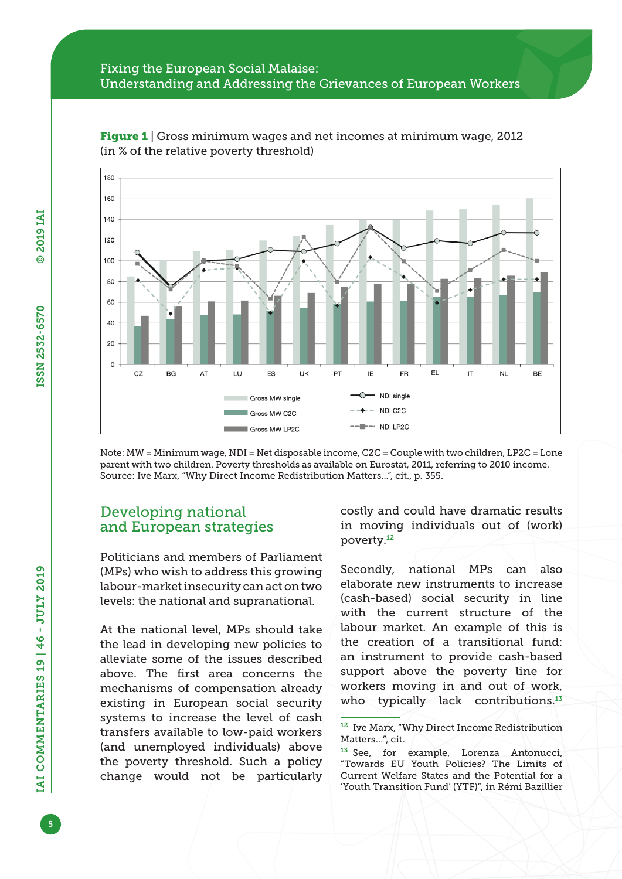**Figure 1** | Gross minimum wages and net incomes at minimum wage, 2012 (in % of the relative poverty threshold)

Note: MW = Minimum wage, NDI = Net disposable income, C2C = Couple with two children, LP2C = Lone parent with two children. Poverty thresholds as available on Eurostat, 2011, referring to 2010 income.
Source: Ive Marx, "Why Direct Income Redistribution Matters...", cit., p. 355.

## Developing national and European strategies

Politicians and members of Parliament (MPs) who wish to address this growing labour-market insecurity can act on two levels: the national and supranational.

At the national level, MPs should take the lead in developing new policies to alleviate some of the issues described above. The first area concerns the mechanisms of compensation already existing in European social security systems to increase the level of cash transfers available to low-paid workers (and unemployed individuals) above the poverty threshold. Such a policy change would not be particularly costly and could have dramatic results in moving individuals out of (work) poverty.[12]

Secondly, national MPs can also elaborate new instruments to increase (cash-based) social security in line with the current structure of the labour market. An example of this is the creation of a transitional fund: an instrument to provide cash-based support above the poverty line for workers moving in and out of work, who typically lack contributions.[13]

[12] Ive Marx, "Why Direct Income Redistribution Matters...", cit.

[13] See, for example, Lorenza Antonucci, "Towards EU Youth Policies? The Limits of Current Welfare States and the Potential for a 'Youth Transition Fund' (YTF)", in Rémi Bazillier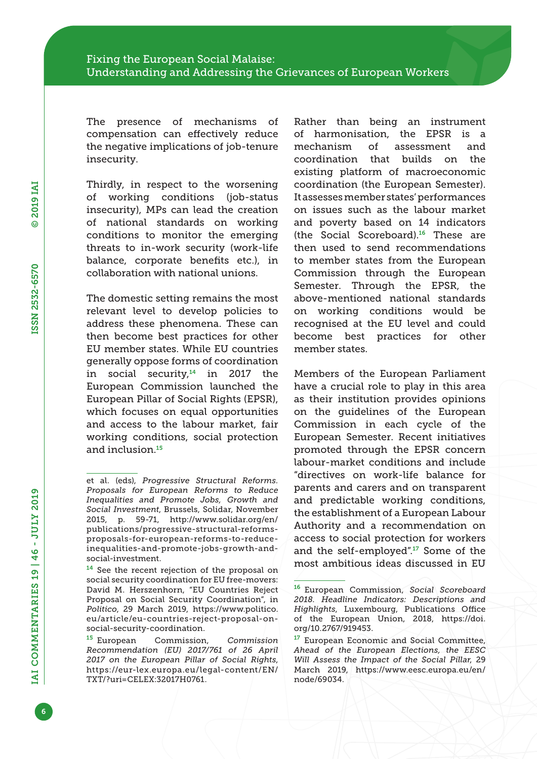The presence of mechanisms of compensation can effectively reduce the negative implications of job-tenure insecurity.

Thirdly, in respect to the worsening of working conditions (job-status insecurity), MPs can lead the creation of national standards on working conditions to monitor the emerging threats to in-work security (work-life balance, corporate benefits etc.), in collaboration with national unions.

The domestic setting remains the most relevant level to develop policies to address these phenomena. These can then become best practices for other EU member states. While EU countries generally oppose forms of coordination in social security,[14] in 2017 the European Commission launched the European Pillar of Social Rights (EPSR), which focuses on equal opportunities and access to the labour market, fair working conditions, social protection and inclusion.[15]

Rather than being an instrument of harmonisation, the EPSR is a mechanism of assessment and coordination that builds on the existing platform of macroeconomic coordination (the European Semester). It assesses member states' performances on issues such as the labour market and poverty based on 14 indicators (the Social Scoreboard).[16] These are then used to send recommendations to member states from the European Commission through the European Semester. Through the EPSR, the above-mentioned national standards on working conditions would be recognised at the EU level and could become best practices for other member states.

Members of the European Parliament have a crucial role to play in this area as their institution provides opinions on the guidelines of the European Commission in each cycle of the European Semester. Recent initiatives promoted through the EPSR concern labour-market conditions and include "directives on work-life balance for parents and carers and on transparent and predictable working conditions, the establishment of a European Labour Authority and a recommendation on access to social protection for workers and the self-employed".[17] Some of the most ambitious ideas discussed in EU

---

et al. (eds), *Progressive Structural Reforms. Proposals for European Reforms to Reduce Inequalities and Promote Jobs, Growth and Social Investment*, Brussels, Solidar, November 2015, p. 59-71, http://www.solidar.org/en/publications/progressive-structural-reforms-proposals-for-european-reforms-to-reduce-inequalities-and-promote-jobs-growth-and-social-investment.

[14] See the recent rejection of the proposal on social security coordination for EU free-movers: David M. Herszenhorn, "EU Countries Reject Proposal on Social Security Coordination", in *Politico*, 29 March 2019, https://www.politico.eu/article/eu-countries-reject-proposal-on-social-security-coordination.

[15] European Commission, *Commission Recommendation (EU) 2017/761 of 26 April 2017 on the European Pillar of Social Rights*, https://eur-lex.europa.eu/legal-content/EN/TXT/?uri=CELEX:32017H0761.

[16] European Commission, *Social Scoreboard 2018. Headline Indicators: Descriptions and Highlights*, Luxembourg, Publications Office of the European Union, 2018, https://doi.org/10.2767/919453.

[17] European Economic and Social Committee, *Ahead of the European Elections, the EESC Will Assess the Impact of the Social Pillar*, 29 March 2019, https://www.eesc.europa.eu/en/node/69034.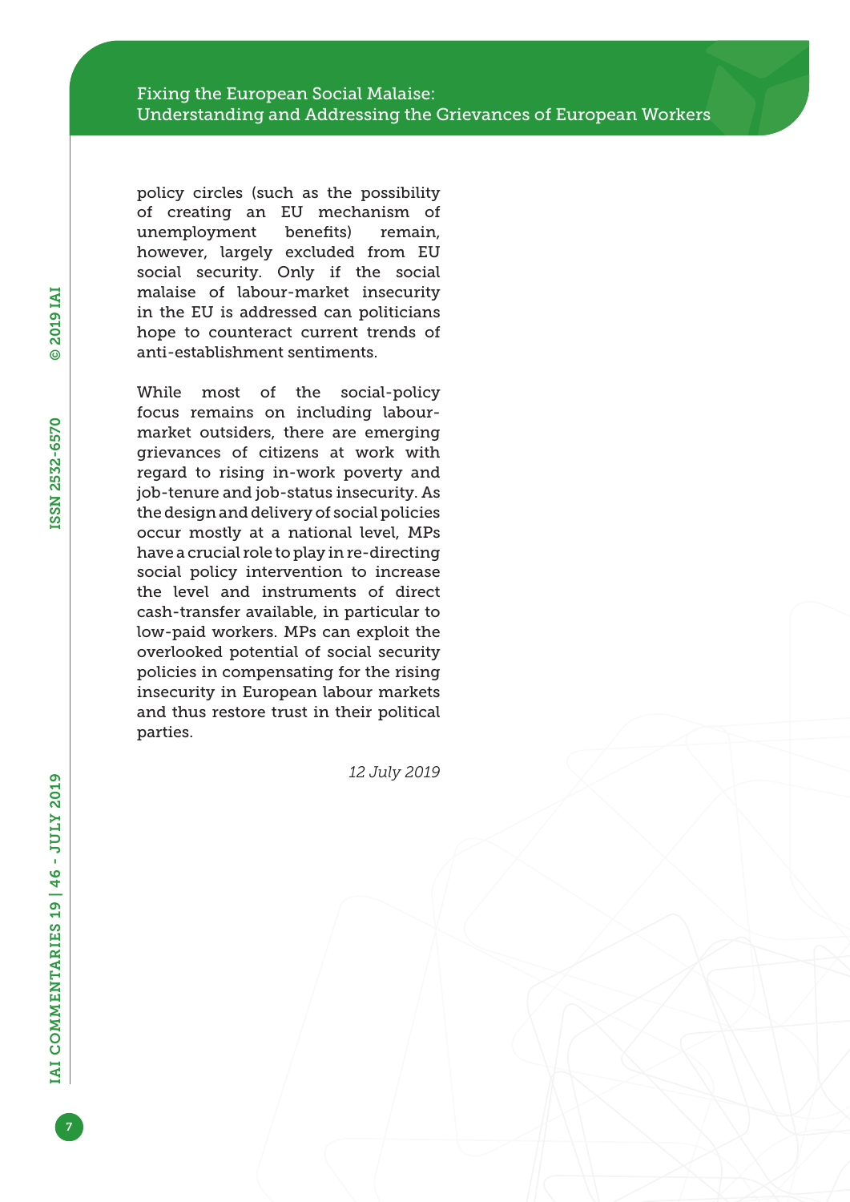policy circles (such as the possibility of creating an EU mechanism of unemployment benefits) remain, however, largely excluded from EU social security. Only if the social malaise of labour-market insecurity in the EU is addressed can politicians hope to counteract current trends of anti-establishment sentiments.

While most of the social-policy focus remains on including labour-market outsiders, there are emerging grievances of citizens at work with regard to rising in-work poverty and job-tenure and job-status insecurity. As the design and delivery of social policies occur mostly at a national level, MPs have a crucial role to play in re-directing social policy intervention to increase the level and instruments of direct cash-transfer available, in particular to low-paid workers. MPs can exploit the overlooked potential of social security policies in compensating for the rising insecurity in European labour markets and thus restore trust in their political parties.

*12 July 2019*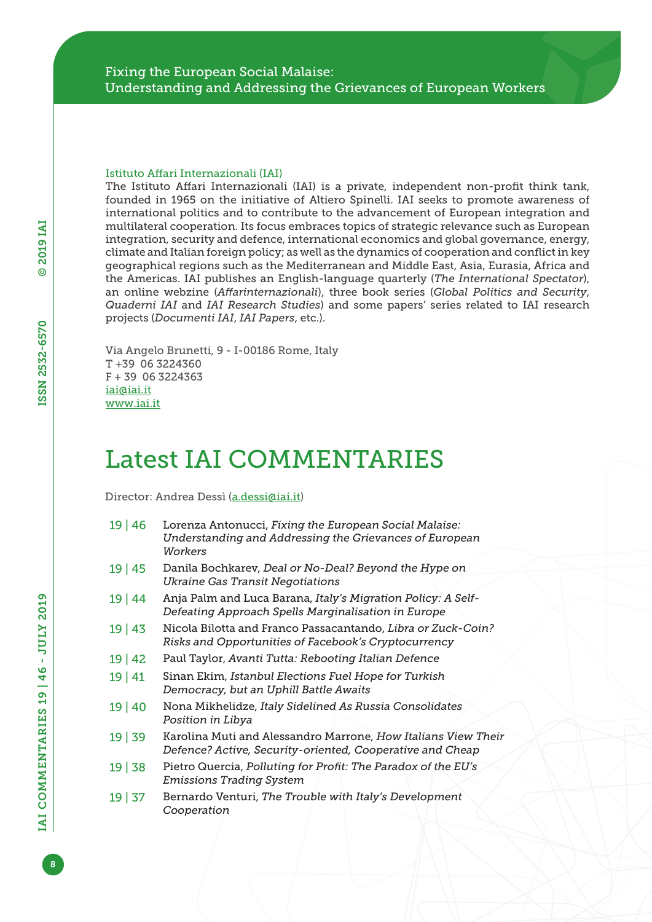Istituto Affari Internazionali (IAI)

The Istituto Affari Internazionali (IAI) is a private, independent non-profit think tank, founded in 1965 on the initiative of Altiero Spinelli. IAI seeks to promote awareness of international politics and to contribute to the advancement of European integration and multilateral cooperation. Its focus embraces topics of strategic relevance such as European integration, security and defence, international economics and global governance, energy, climate and Italian foreign policy; as well as the dynamics of cooperation and conflict in key geographical regions such as the Mediterranean and Middle East, Asia, Eurasia, Africa and the Americas. IAI publishes an English-language quarterly (*The International Spectator*), an online webzine (*Affarinternazionali*), three book series (*Global Politics and Security*, *Quaderni IAI* and *IAI Research Studies*) and some papers' series related to IAI research projects (*Documenti IAI*, *IAI Papers*, etc.).

Via Angelo Brunetti, 9 - I-00186 Rome, Italy
T +39 06 3224360
F + 39 06 3224363
iai@iai.it
www.iai.it

# Latest IAI COMMENTARIES

Director: Andrea Dessì (a.dessi@iai.it)

| | |
|---|---|
| 19 \| 46 | Lorenza Antonucci, *Fixing the European Social Malaise: Understanding and Addressing the Grievances of European Workers* |
| 19 \| 45 | Danila Bochkarev, *Deal or No-Deal? Beyond the Hype on Ukraine Gas Transit Negotiations* |
| 19 \| 44 | Anja Palm and Luca Barana, *Italy's Migration Policy: A Self-Defeating Approach Spells Marginalisation in Europe* |
| 19 \| 43 | Nicola Bilotta and Franco Passacantando, *Libra or Zuck-Coin? Risks and Opportunities of Facebook's Cryptocurrency* |
| 19 \| 42 | Paul Taylor, *Avanti Tutta: Rebooting Italian Defence* |
| 19 \| 41 | Sinan Ekim, *Istanbul Elections Fuel Hope for Turkish Democracy, but an Uphill Battle Awaits* |
| 19 \| 40 | Nona Mikhelidze, *Italy Sidelined As Russia Consolidates Position in Libya* |
| 19 \| 39 | Karolina Muti and Alessandro Marrone, *How Italians View Their Defence? Active, Security-oriented, Cooperative and Cheap* |
| 19 \| 38 | Pietro Quercia, *Polluting for Profit: The Paradox of the EU's Emissions Trading System* |
| 19 \| 37 | Bernardo Venturi, *The Trouble with Italy's Development Cooperation* |